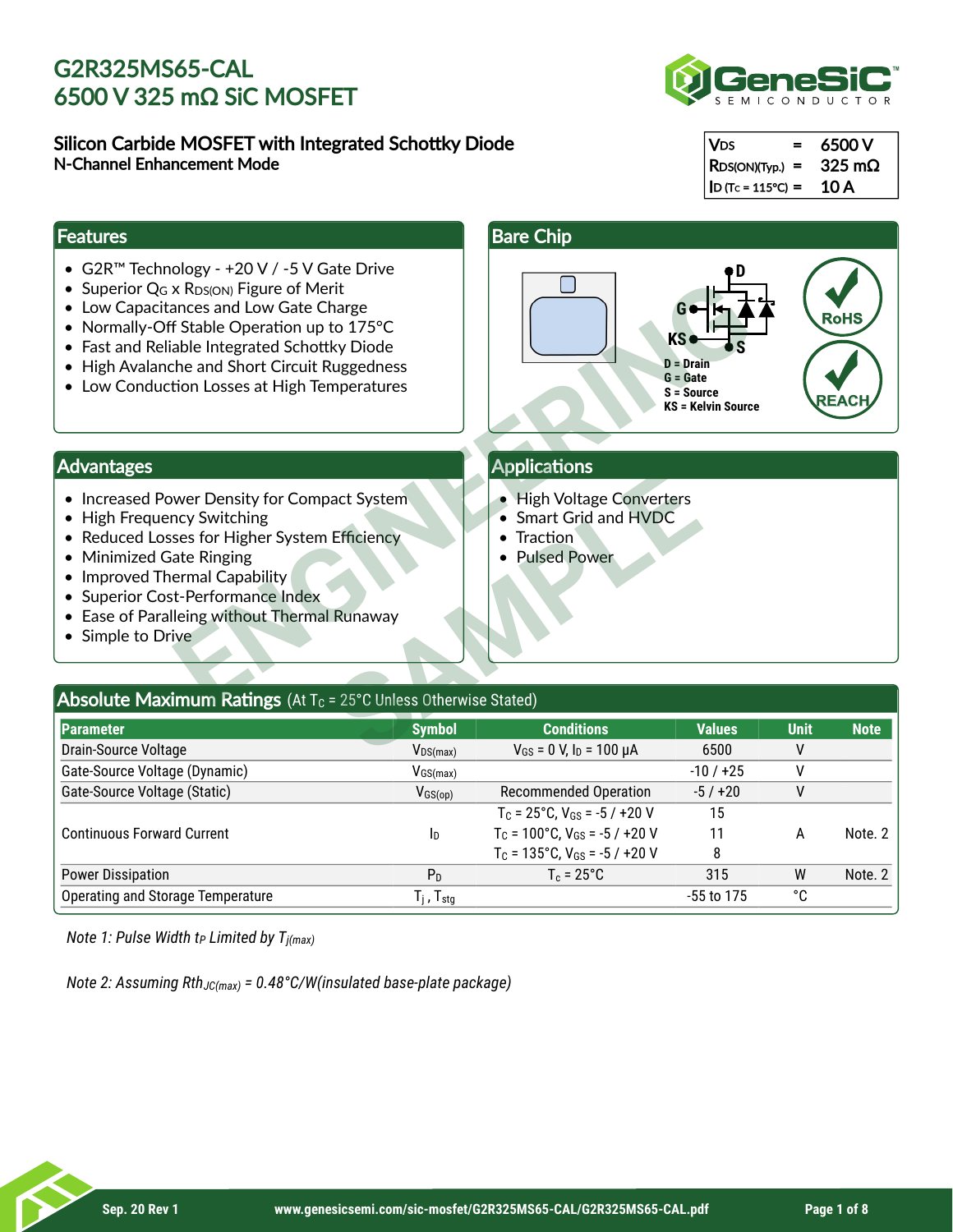# G2R325MS65-CAL
# 6500 V 325 mΩ SiC MOSFET

## Silicon Carbide MOSFET with Integrated Schottky Diode

**N-Channel Enhancement Mode**

| | | |
|---|---|---|
| $V_{DS}$ | = | 6500 V |
| $R_{DS(ON)(Typ.)}$ | = | 325 mΩ |
| $I_D$ ($T_C$ = 115°C) | = | 10 A |

## Features

- G2R™ Technology - +20 V / -5 V Gate Drive
- Superior $Q_G$ x $R_{DS(ON)}$ Figure of Merit
- Low Capacitances and Low Gate Charge
- Normally-Off Stable Operation up to 175°C
- Fast and Reliable Integrated Schottky Diode
- High Avalanche and Short Circuit Ruggedness
- Low Conduction Losses at High Temperatures

## Bare Chip

D = Drain
G = Gate
S = Source
KS = Kelvin Source

RoHS

REACH

## Advantages

- Increased Power Density for Compact System
- High Frequency Switching
- Reduced Losses for Higher System Efficiency
- Minimized Gate Ringing
- Improved Thermal Capability
- Superior Cost-Performance Index
- Ease of Paralleing without Thermal Runaway
- Simple to Drive

## Applications

- High Voltage Converters
- Smart Grid and HVDC
- Traction
- Pulsed Power

## Absolute Maximum Ratings (At $T_C$ = 25°C Unless Otherwise Stated)

| Parameter | Symbol | Conditions | Values | Unit | Note |
|---|---|---|---|---|---|
| Drain-Source Voltage | $V_{DS(max)}$ | $V_{GS}$ = 0 V, $I_D$ = 100 µA | 6500 | V | |
| Gate-Source Voltage (Dynamic) | $V_{GS(max)}$ | | -10 / +25 | V | |
| Gate-Source Voltage (Static) | $V_{GS(op)}$ | Recommended Operation | -5 / +20 | V | |
| Continuous Forward Current | $I_D$ | $T_C$ = 25°C, $V_{GS}$ = -5 / +20 V | 15 | A | Note. 2 |
| | | $T_C$ = 100°C, $V_{GS}$ = -5 / +20 V | 11 | | |
| | | $T_C$ = 135°C, $V_{GS}$ = -5 / +20 V | 8 | | |
| Power Dissipation | $P_D$ | $T_c$ = 25°C | 315 | W | Note. 2 |
| Operating and Storage Temperature | $T_j$ , $T_{stg}$ | | -55 to 175 | °C | |

*Note 1: Pulse Width $t_P$ Limited by $T_{j(max)}$*

*Note 2: Assuming $Rth_{JC(max)}$ = 0.48°C/W(insulated base-plate package)*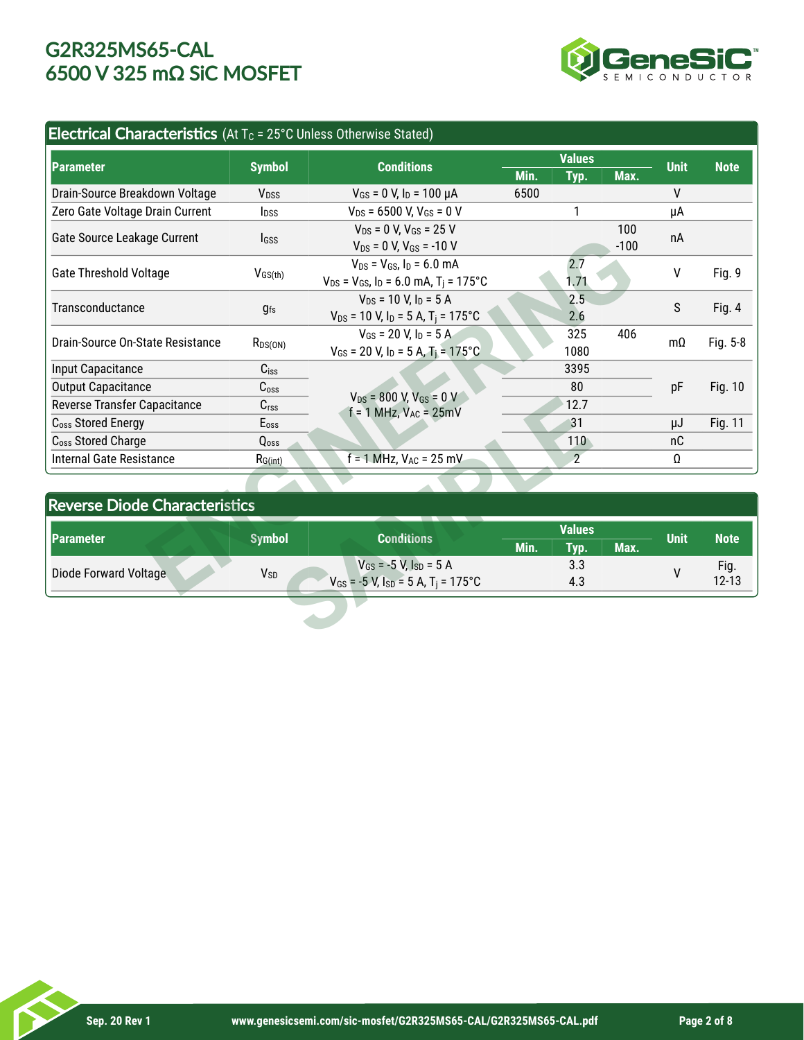## Electrical Characteristics (At $T_C$ = 25°C Unless Otherwise Stated)

| Parameter | Symbol | Conditions | Values | | | Unit | Note |
|---|---|---|---|---|---|---|---|
| | | | Min. | Typ. | Max. | | |
| Drain-Source Breakdown Voltage | $V_{DSS}$ | $V_{GS}$ = 0 V, $I_D$ = 100 µA | 6500 | | | V | |
| Zero Gate Voltage Drain Current | $I_{DSS}$ | $V_{DS}$ = 6500 V, $V_{GS}$ = 0 V | | 1 | | µA | |
| Gate Source Leakage Current | $I_{GSS}$ | $V_{DS}$ = 0 V, $V_{GS}$ = 25 V<br>$V_{DS}$ = 0 V, $V_{GS}$ = -10 V | | | 100<br>-100 | nA | |
| Gate Threshold Voltage | $V_{GS(th)}$ | $V_{DS}$ = $V_{GS}$, $I_D$ = 6.0 mA<br>$V_{DS}$ = $V_{GS}$, $I_D$ = 6.0 mA, $T_j$ = 175°C | | 2.7<br>1.71 | | V | Fig. 9 |
| Transconductance | $g_{fs}$ | $V_{DS}$ = 10 V, $I_D$ = 5 A<br>$V_{DS}$ = 10 V, $I_D$ = 5 A, $T_j$ = 175°C | | 2.5<br>2.6 | | S | Fig. 4 |
| Drain-Source On-State Resistance | $R_{DS(ON)}$ | $V_{GS}$ = 20 V, $I_D$ = 5 A<br>$V_{GS}$ = 20 V, $I_D$ = 5 A, $T_j$ = 175°C | | 325<br>1080 | 406 | mΩ | Fig. 5-8 |
| Input Capacitance | $C_{iss}$ | $V_{DS}$ = 800 V, $V_{GS}$ = 0 V<br>f = 1 MHz, $V_{AC}$ = 25mV | | 3395 | | pF | Fig. 10 |
| Output Capacitance | $C_{oss}$ | | | 80 | | pF | Fig. 10 |
| Reverse Transfer Capacitance | $C_{rss}$ | | | 12.7 | | pF | Fig. 10 |
| $C_{oss}$ Stored Energy | $E_{oss}$ | | | 31 | | µJ | Fig. 11 |
| $C_{oss}$ Stored Charge | $Q_{oss}$ | | | 110 | | nC | |
| Internal Gate Resistance | $R_{G(int)}$ | f = 1 MHz, $V_{AC}$ = 25 mV | | 2 | | Ω | |

## Reverse Diode Characteristics

| Parameter | Symbol | Conditions | Values | | | Unit | Note |
|---|---|---|---|---|---|---|---|
| | | | Min. | Typ. | Max. | | |
| Diode Forward Voltage | $V_{SD}$ | $V_{GS}$ = -5 V, $I_{SD}$ = 5 A<br>$V_{GS}$ = -5 V, $I_{SD}$ = 5 A, $T_j$ = 175°C | | 3.3<br>4.3 | | V | Fig. 12-13 |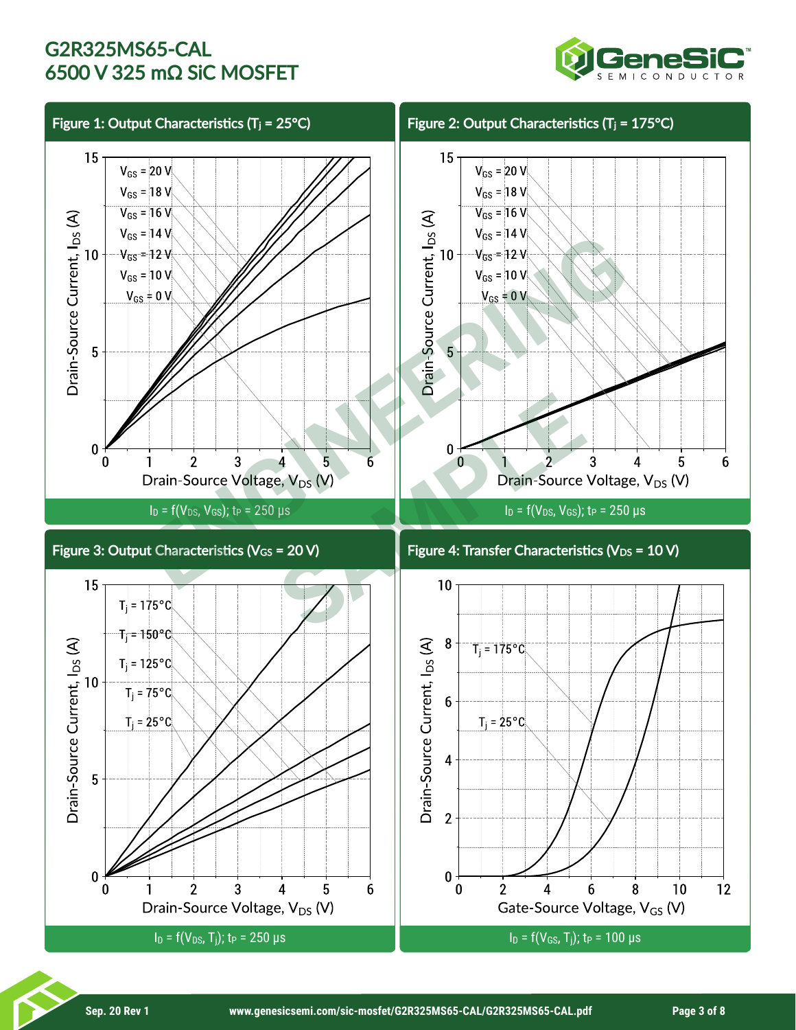### Figure 1: Output Characteristics ($T_j$ = 25°C)

$I_D = f(V_{DS}, V_{GS})$; $t_P$ = 250 µs

### Figure 2: Output Characteristics ($T_j$ = 175°C)

$I_D = f(V_{DS}, V_{GS})$; $t_P$ = 250 µs

### Figure 3: Output Characteristics ($V_{GS}$ = 20 V)

$I_D = f(V_{DS}, T_j)$; $t_P$ = 250 µs

### Figure 4: Transfer Characteristics ($V_{DS}$ = 10 V)

$I_D = f(V_{GS}, T_j)$; $t_P$ = 100 µs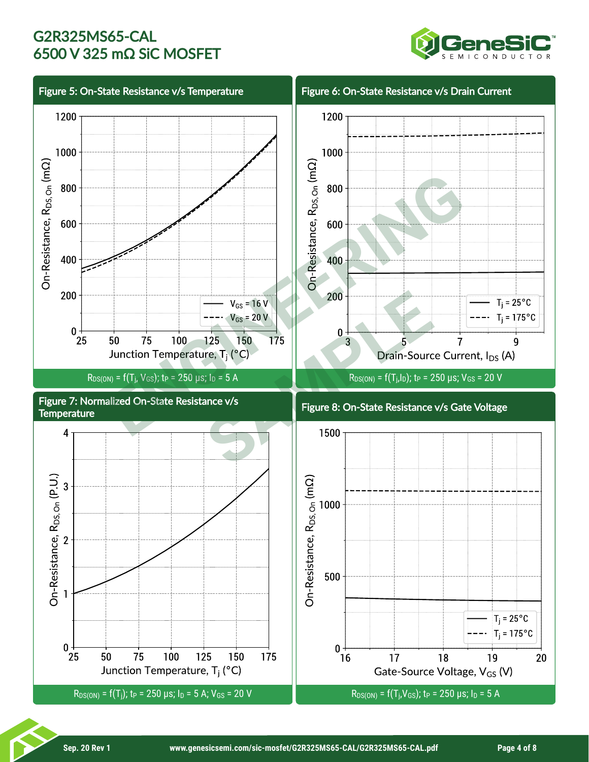### Figure 5: On-State Resistance v/s Temperature

$R_{DS(ON)} = f(T_j, V_{GS})$; $t_P$ = 250 µs; $I_D$ = 5 A

### Figure 6: On-State Resistance v/s Drain Current

$R_{DS(ON)} = f(T_j, I_D)$; $t_P$ = 250 µs; $V_{GS}$ = 20 V

### Figure 7: Normalized On-State Resistance v/s Temperature

$R_{DS(ON)} = f(T_j)$; $t_P$ = 250 µs; $I_D$ = 5 A; $V_{GS}$ = 20 V

### Figure 8: On-State Resistance v/s Gate Voltage

$R_{DS(ON)} = f(T_j, V_{GS})$; $t_P$ = 250 µs; $I_D$ = 5 A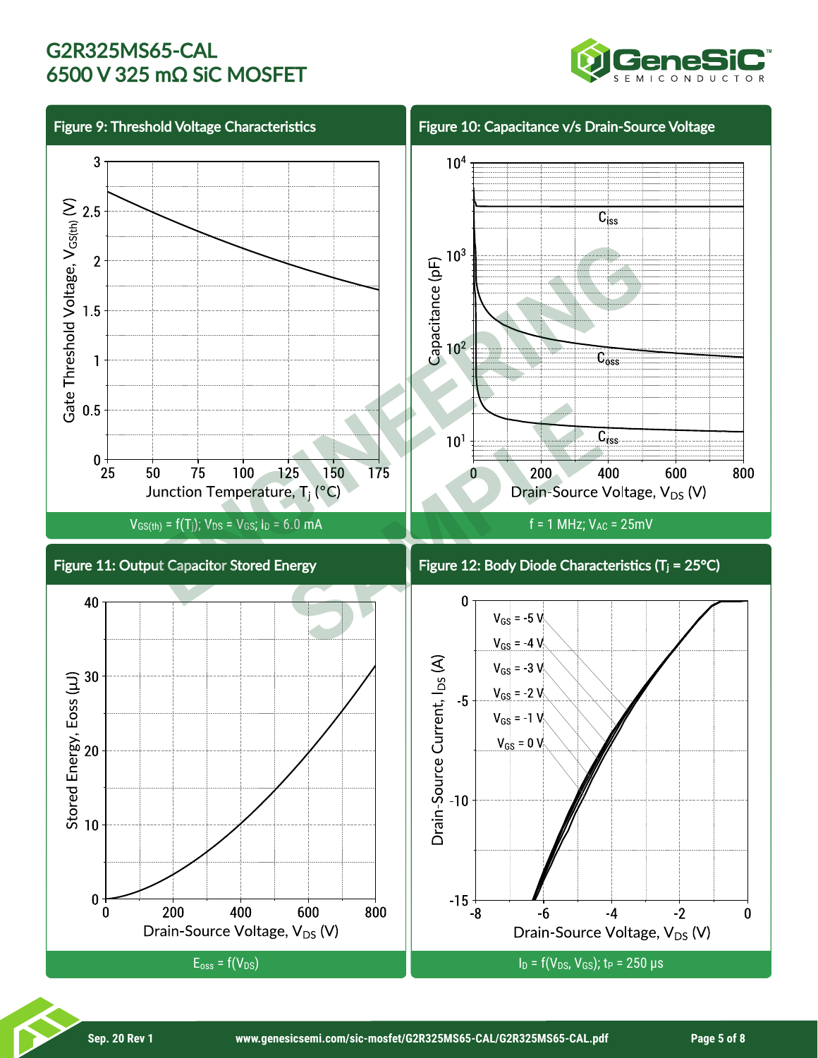## Figure 9: Threshold Voltage Characteristics

Gate Threshold Voltage, $V_{GS(th)}$ (V) vs Junction Temperature, $T_j$ (°C)

$V_{GS(th)} = f(T_j)$; $V_{DS} = V_{GS}$; $I_D$ = 6.0 mA

## Figure 10: Capacitance v/s Drain-Source Voltage

Capacitance (pF) vs Drain-Source Voltage, $V_{DS}$ (V)

$C_{iss}$, $C_{oss}$, $C_{rss}$

f = 1 MHz; $V_{AC}$ = 25mV

## Figure 11: Output Capacitor Stored Energy

Stored Energy, Eoss (µJ) vs Drain-Source Voltage, $V_{DS}$ (V)

$E_{oss} = f(V_{DS})$

## Figure 12: Body Diode Characteristics ($T_j$ = 25°C)

Drain-Source Current, $I_{DS}$ (A) vs Drain-Source Voltage, $V_{DS}$ (V)

$V_{GS}$ = -5 V, $V_{GS}$ = -4 V, $V_{GS}$ = -3 V, $V_{GS}$ = -2 V, $V_{GS}$ = -1 V, $V_{GS}$ = 0 V

$I_D = f(V_{DS}, V_{GS})$; $t_P$ = 250 µs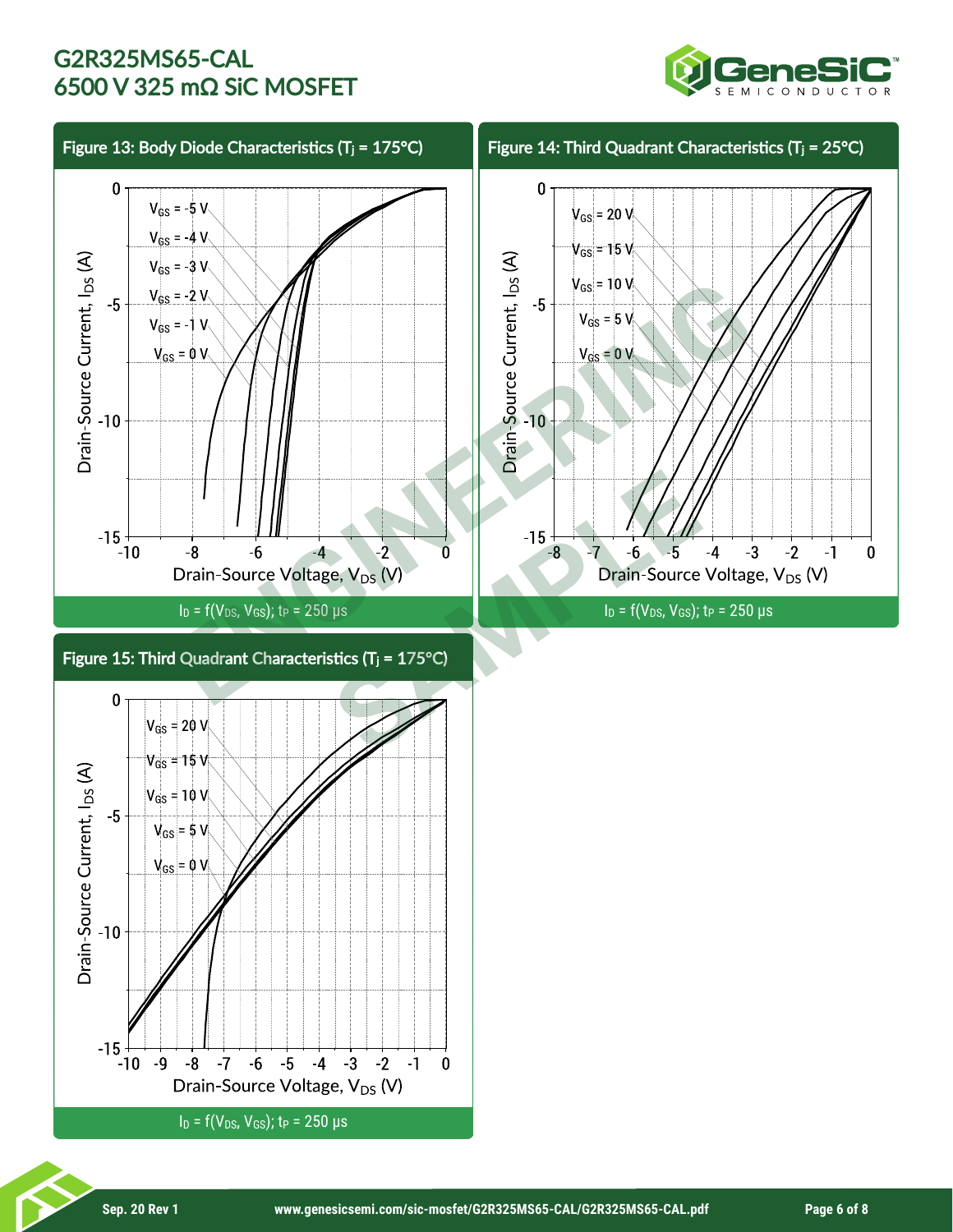# G2R325MS65-CAL
# 6500 V 325 mΩ SiC MOSFET

### Figure 13: Body Diode Characteristics ($T_j$ = 175°C)

$V_{GS}$ = -5 V, $V_{GS}$ = -4 V, $V_{GS}$ = -3 V, $V_{GS}$ = -2 V, $V_{GS}$ = -1 V, $V_{GS}$ = 0 V

Drain-Source Current, $I_{DS}$ (A)

Drain-Source Voltage, $V_{DS}$ (V)

$I_D = f(V_{DS}, V_{GS})$; $t_P$ = 250 µs

### Figure 14: Third Quadrant Characteristics ($T_j$ = 25°C)

$V_{GS}$ = 20 V, $V_{GS}$ = 15 V, $V_{GS}$ = 10 V, $V_{GS}$ = 5 V, $V_{GS}$ = 0 V

Drain-Source Current, $I_{DS}$ (A)

Drain-Source Voltage, $V_{DS}$ (V)

$I_D = f(V_{DS}, V_{GS})$; $t_P$ = 250 µs

### Figure 15: Third Quadrant Characteristics ($T_j$ = 175°C)

$V_{GS}$ = 20 V, $V_{GS}$ = 15 V, $V_{GS}$ = 10 V, $V_{GS}$ = 5 V, $V_{GS}$ = 0 V

Drain-Source Current, $I_{DS}$ (A)

Drain-Source Voltage, $V_{DS}$ (V)

$I_D = f(V_{DS}, V_{GS})$; $t_P$ = 250 µs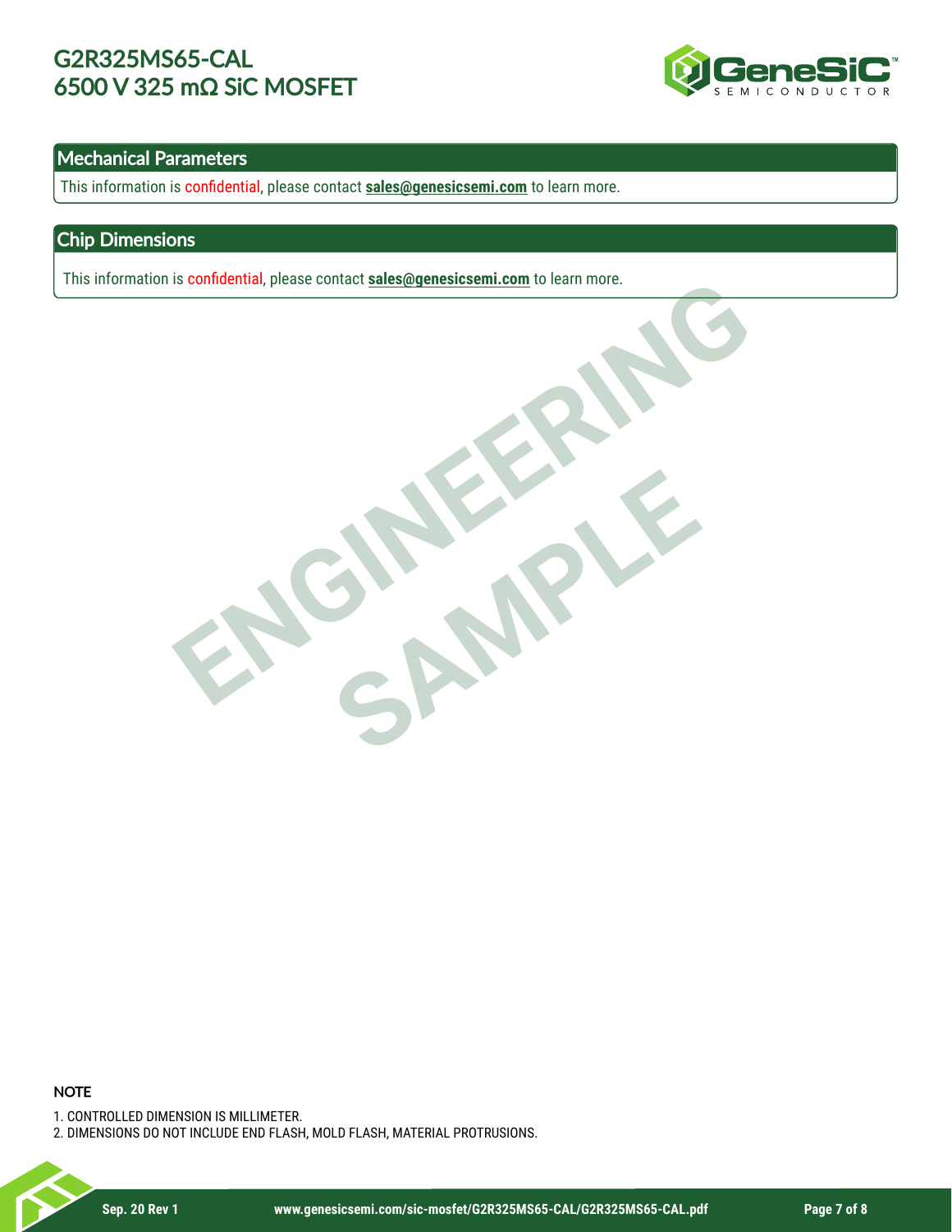## Mechanical Parameters

This information is confidential, please contact **sales@genesicsemi.com** to learn more.

## Chip Dimensions

This information is confidential, please contact **sales@genesicsemi.com** to learn more.

ENGINEERING SAMPLE

### NOTE

1. CONTROLLED DIMENSION IS MILLIMETER.
2. DIMENSIONS DO NOT INCLUDE END FLASH, MOLD FLASH, MATERIAL PROTRUSIONS.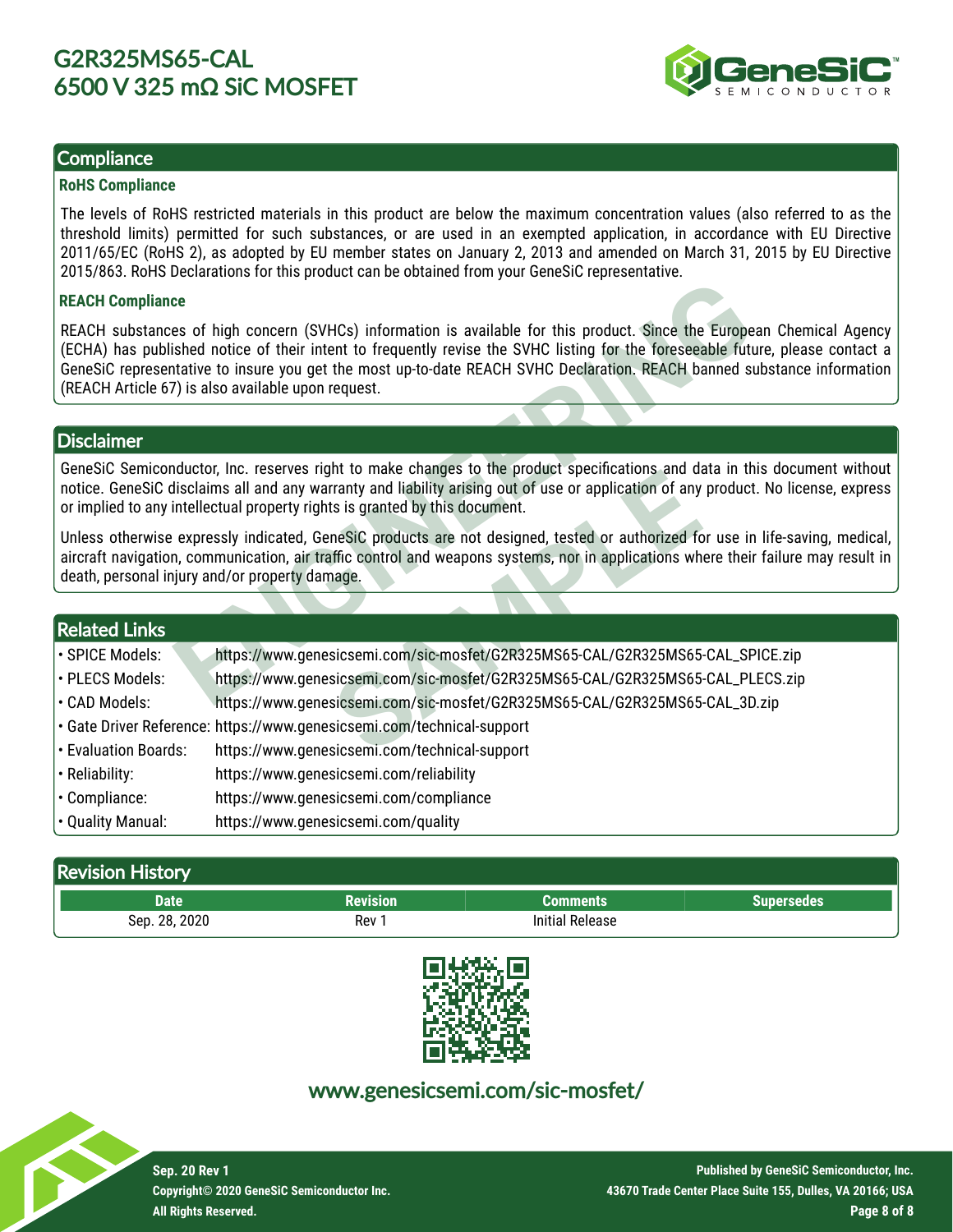## Compliance

### RoHS Compliance

The levels of RoHS restricted materials in this product are below the maximum concentration values (also referred to as the threshold limits) permitted for such substances, or are used in an exempted application, in accordance with EU Directive 2011/65/EC (RoHS 2), as adopted by EU member states on January 2, 2013 and amended on March 31, 2015 by EU Directive 2015/863. RoHS Declarations for this product can be obtained from your GeneSiC representative.

### REACH Compliance

REACH substances of high concern (SVHCs) information is available for this product. Since the European Chemical Agency (ECHA) has published notice of their intent to frequently revise the SVHC listing for the foreseeable future, please contact a GeneSiC representative to insure you get the most up-to-date REACH SVHC Declaration. REACH banned substance information (REACH Article 67) is also available upon request.

## Disclaimer

GeneSiC Semiconductor, Inc. reserves right to make changes to the product specifications and data in this document without notice. GeneSiC disclaims all and any warranty and liability arising out of use or application of any product. No license, express or implied to any intellectual property rights is granted by this document.

Unless otherwise expressly indicated, GeneSiC products are not designed, tested or authorized for use in life-saving, medical, aircraft navigation, communication, air traffic control and weapons systems, nor in applications where their failure may result in death, personal injury and/or property damage.

## Related Links

- SPICE Models: https://www.genesicsemi.com/sic-mosfet/G2R325MS65-CAL/G2R325MS65-CAL_SPICE.zip
- PLECS Models: https://www.genesicsemi.com/sic-mosfet/G2R325MS65-CAL/G2R325MS65-CAL_PLECS.zip
- CAD Models: https://www.genesicsemi.com/sic-mosfet/G2R325MS65-CAL/G2R325MS65-CAL_3D.zip
- Gate Driver Reference: https://www.genesicsemi.com/technical-support
- Evaluation Boards: https://www.genesicsemi.com/technical-support
- Reliability: https://www.genesicsemi.com/reliability
- Compliance: https://www.genesicsemi.com/compliance
- Quality Manual: https://www.genesicsemi.com/quality

## Revision History

| Date | Revision | Comments | Supersedes |
|---|---|---|---|
| Sep. 28, 2020 | Rev 1 | Initial Release | |

www.genesicsemi.com/sic-mosfet/